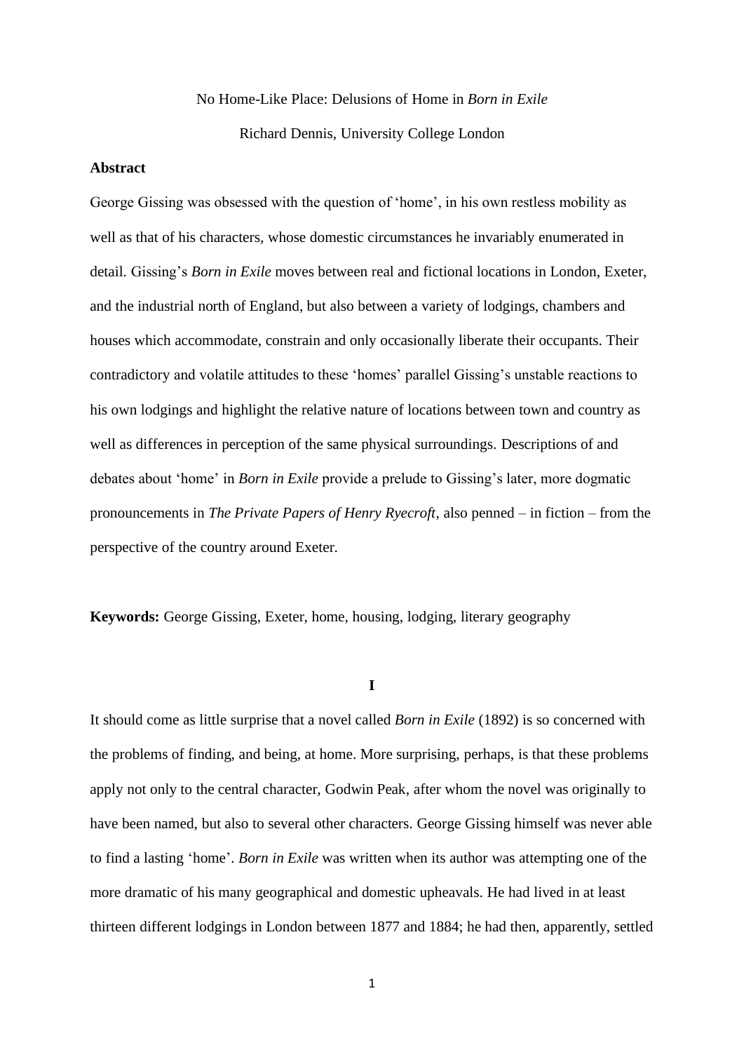# No Home-Like Place: Delusions of Home in *Born in Exile*

Richard Dennis, University College London

**Abstract**

George Gissing was obsessed with the question of 'home', in his own restless mobility as well as that of his characters, whose domestic circumstances he invariably enumerated in detail. Gissing's *Born in Exile* moves between real and fictional locations in London, Exeter, and the industrial north of England, but also between a variety of lodgings, chambers and houses which accommodate, constrain and only occasionally liberate their occupants. Their contradictory and volatile attitudes to these 'homes' parallel Gissing's unstable reactions to his own lodgings and highlight the relative nature of locations between town and country as well as differences in perception of the same physical surroundings. Descriptions of and debates about 'home' in *Born in Exile* provide a prelude to Gissing's later, more dogmatic pronouncements in *The Private Papers of Henry Ryecroft*, also penned – in fiction – from the perspective of the country around Exeter.

**Keywords:** George Gissing, Exeter, home, housing, lodging, literary geography

## I

It should come as little surprise that a novel called *Born in Exile* (1892) is so concerned with the problems of finding, and being, at home. More surprising, perhaps, is that these problems apply not only to the central character, Godwin Peak, after whom the novel was originally to have been named, but also to several other characters. George Gissing himself was never able to find a lasting 'home'. *Born in Exile* was written when its author was attempting one of the more dramatic of his many geographical and domestic upheavals. He had lived in at least thirteen different lodgings in London between 1877 and 1884; he had then, apparently, settled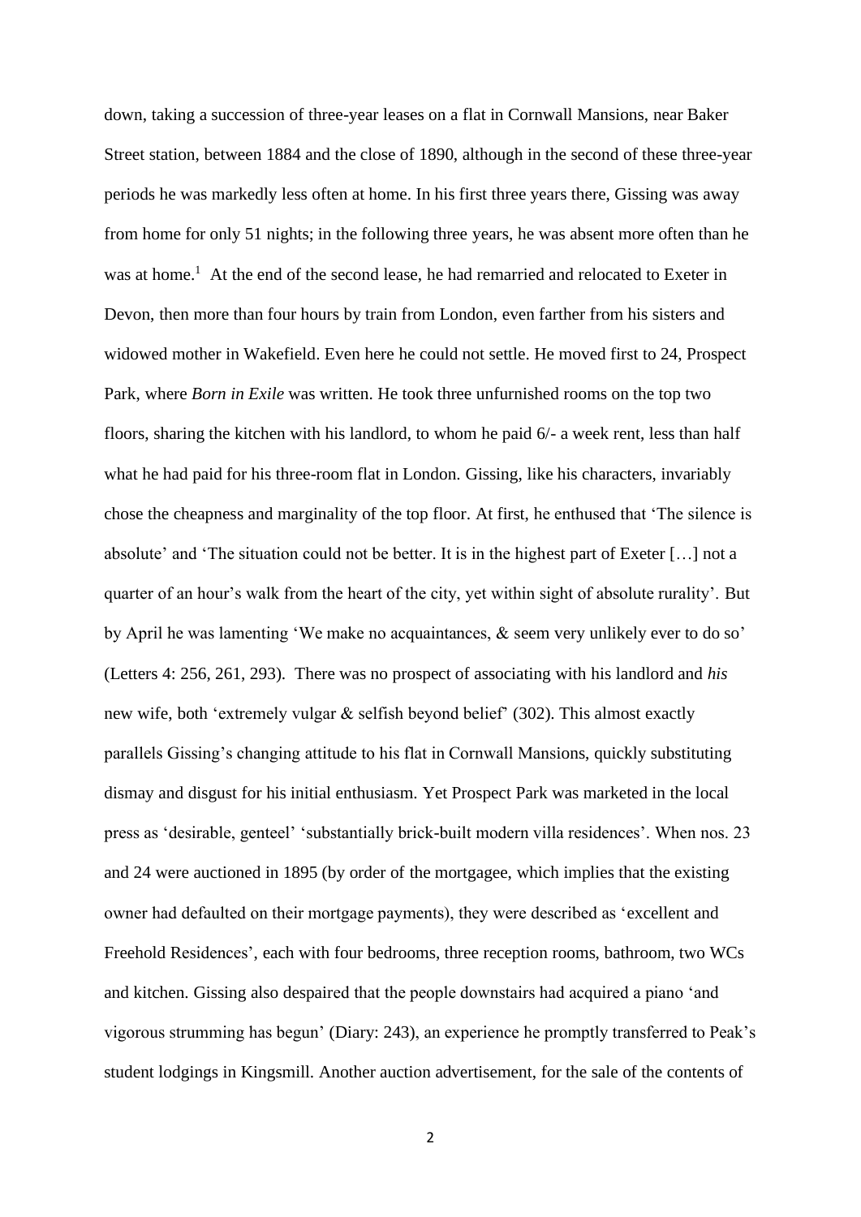down, taking a succession of three-year leases on a flat in Cornwall Mansions, near Baker Street station, between 1884 and the close of 1890, although in the second of these three-year periods he was markedly less often at home. In his first three years there, Gissing was away from home for only 51 nights; in the following three years, he was absent more often than he was at home.[1] At the end of the second lease, he had remarried and relocated to Exeter in Devon, then more than four hours by train from London, even farther from his sisters and widowed mother in Wakefield. Even here he could not settle. He moved first to 24, Prospect Park, where *Born in Exile* was written. He took three unfurnished rooms on the top two floors, sharing the kitchen with his landlord, to whom he paid 6/- a week rent, less than half what he had paid for his three-room flat in London. Gissing, like his characters, invariably chose the cheapness and marginality of the top floor. At first, he enthused that 'The silence is absolute' and 'The situation could not be better. It is in the highest part of Exeter […] not a quarter of an hour's walk from the heart of the city, yet within sight of absolute rurality'. But by April he was lamenting 'We make no acquaintances, & seem very unlikely ever to do so' (Letters 4: 256, 261, 293). There was no prospect of associating with his landlord and *his* new wife, both 'extremely vulgar & selfish beyond belief' (302). This almost exactly parallels Gissing's changing attitude to his flat in Cornwall Mansions, quickly substituting dismay and disgust for his initial enthusiasm. Yet Prospect Park was marketed in the local press as 'desirable, genteel' 'substantially brick-built modern villa residences'. When nos. 23 and 24 were auctioned in 1895 (by order of the mortgagee, which implies that the existing owner had defaulted on their mortgage payments), they were described as 'excellent and Freehold Residences', each with four bedrooms, three reception rooms, bathroom, two WCs and kitchen. Gissing also despaired that the people downstairs had acquired a piano 'and vigorous strumming has begun' (Diary: 243), an experience he promptly transferred to Peak's student lodgings in Kingsmill. Another auction advertisement, for the sale of the contents of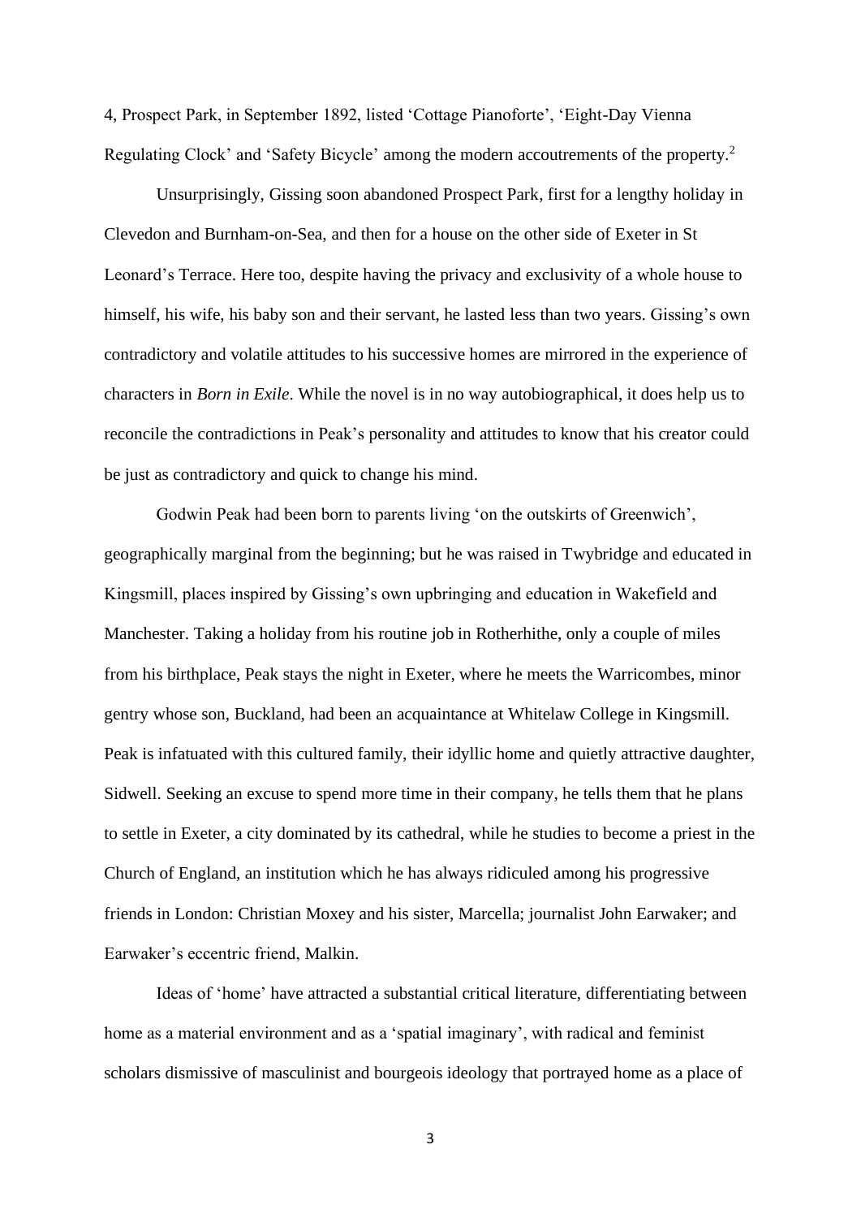4, Prospect Park, in September 1892, listed 'Cottage Pianoforte', 'Eight-Day Vienna Regulating Clock' and 'Safety Bicycle' among the modern accoutrements of the property.[2]

Unsurprisingly, Gissing soon abandoned Prospect Park, first for a lengthy holiday in Clevedon and Burnham-on-Sea, and then for a house on the other side of Exeter in St Leonard's Terrace. Here too, despite having the privacy and exclusivity of a whole house to himself, his wife, his baby son and their servant, he lasted less than two years. Gissing's own contradictory and volatile attitudes to his successive homes are mirrored in the experience of characters in *Born in Exile*. While the novel is in no way autobiographical, it does help us to reconcile the contradictions in Peak's personality and attitudes to know that his creator could be just as contradictory and quick to change his mind.

Godwin Peak had been born to parents living 'on the outskirts of Greenwich', geographically marginal from the beginning; but he was raised in Twybridge and educated in Kingsmill, places inspired by Gissing's own upbringing and education in Wakefield and Manchester. Taking a holiday from his routine job in Rotherhithe, only a couple of miles from his birthplace, Peak stays the night in Exeter, where he meets the Warricombes, minor gentry whose son, Buckland, had been an acquaintance at Whitelaw College in Kingsmill. Peak is infatuated with this cultured family, their idyllic home and quietly attractive daughter, Sidwell. Seeking an excuse to spend more time in their company, he tells them that he plans to settle in Exeter, a city dominated by its cathedral, while he studies to become a priest in the Church of England, an institution which he has always ridiculed among his progressive friends in London: Christian Moxey and his sister, Marcella; journalist John Earwaker; and Earwaker's eccentric friend, Malkin.

Ideas of 'home' have attracted a substantial critical literature, differentiating between home as a material environment and as a 'spatial imaginary', with radical and feminist scholars dismissive of masculinist and bourgeois ideology that portrayed home as a place of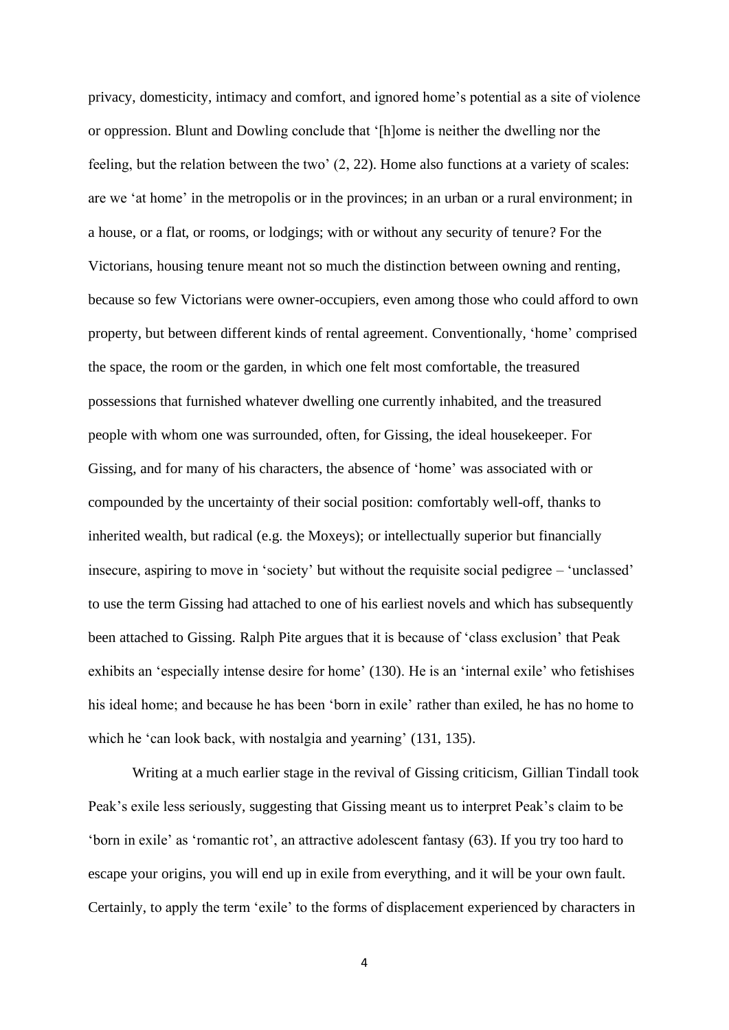privacy, domesticity, intimacy and comfort, and ignored home's potential as a site of violence or oppression. Blunt and Dowling conclude that '[h]ome is neither the dwelling nor the feeling, but the relation between the two' (2, 22). Home also functions at a variety of scales: are we 'at home' in the metropolis or in the provinces; in an urban or a rural environment; in a house, or a flat, or rooms, or lodgings; with or without any security of tenure? For the Victorians, housing tenure meant not so much the distinction between owning and renting, because so few Victorians were owner-occupiers, even among those who could afford to own property, but between different kinds of rental agreement. Conventionally, 'home' comprised the space, the room or the garden, in which one felt most comfortable, the treasured possessions that furnished whatever dwelling one currently inhabited, and the treasured people with whom one was surrounded, often, for Gissing, the ideal housekeeper. For Gissing, and for many of his characters, the absence of 'home' was associated with or compounded by the uncertainty of their social position: comfortably well-off, thanks to inherited wealth, but radical (e.g. the Moxeys); or intellectually superior but financially insecure, aspiring to move in 'society' but without the requisite social pedigree – 'unclassed' to use the term Gissing had attached to one of his earliest novels and which has subsequently been attached to Gissing. Ralph Pite argues that it is because of 'class exclusion' that Peak exhibits an 'especially intense desire for home' (130). He is an 'internal exile' who fetishises his ideal home; and because he has been 'born in exile' rather than exiled, he has no home to which he 'can look back, with nostalgia and yearning' (131, 135).

Writing at a much earlier stage in the revival of Gissing criticism, Gillian Tindall took Peak's exile less seriously, suggesting that Gissing meant us to interpret Peak's claim to be 'born in exile' as 'romantic rot', an attractive adolescent fantasy (63). If you try too hard to escape your origins, you will end up in exile from everything, and it will be your own fault. Certainly, to apply the term 'exile' to the forms of displacement experienced by characters in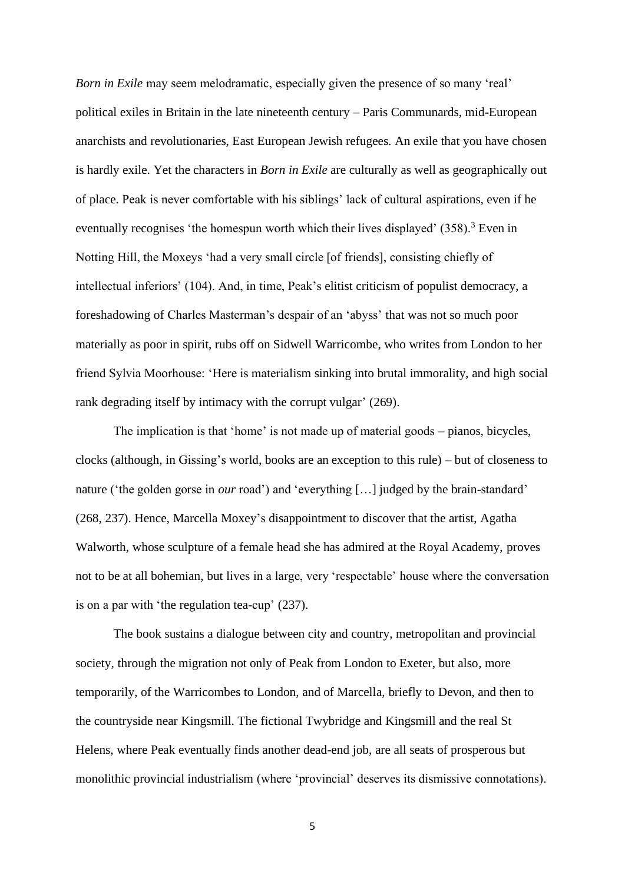*Born in Exile* may seem melodramatic, especially given the presence of so many 'real' political exiles in Britain in the late nineteenth century – Paris Communards, mid-European anarchists and revolutionaries, East European Jewish refugees. An exile that you have chosen is hardly exile. Yet the characters in *Born in Exile* are culturally as well as geographically out of place. Peak is never comfortable with his siblings' lack of cultural aspirations, even if he eventually recognises 'the homespun worth which their lives displayed' (358).[3] Even in Notting Hill, the Moxeys 'had a very small circle [of friends], consisting chiefly of intellectual inferiors' (104). And, in time, Peak's elitist criticism of populist democracy, a foreshadowing of Charles Masterman's despair of an 'abyss' that was not so much poor materially as poor in spirit, rubs off on Sidwell Warricombe, who writes from London to her friend Sylvia Moorhouse: 'Here is materialism sinking into brutal immorality, and high social rank degrading itself by intimacy with the corrupt vulgar' (269).

The implication is that 'home' is not made up of material goods – pianos, bicycles, clocks (although, in Gissing's world, books are an exception to this rule) – but of closeness to nature ('the golden gorse in *our* road') and 'everything […] judged by the brain-standard' (268, 237). Hence, Marcella Moxey's disappointment to discover that the artist, Agatha Walworth, whose sculpture of a female head she has admired at the Royal Academy, proves not to be at all bohemian, but lives in a large, very 'respectable' house where the conversation is on a par with 'the regulation tea-cup' (237).

The book sustains a dialogue between city and country, metropolitan and provincial society, through the migration not only of Peak from London to Exeter, but also, more temporarily, of the Warricombes to London, and of Marcella, briefly to Devon, and then to the countryside near Kingsmill. The fictional Twybridge and Kingsmill and the real St Helens, where Peak eventually finds another dead-end job, are all seats of prosperous but monolithic provincial industrialism (where 'provincial' deserves its dismissive connotations).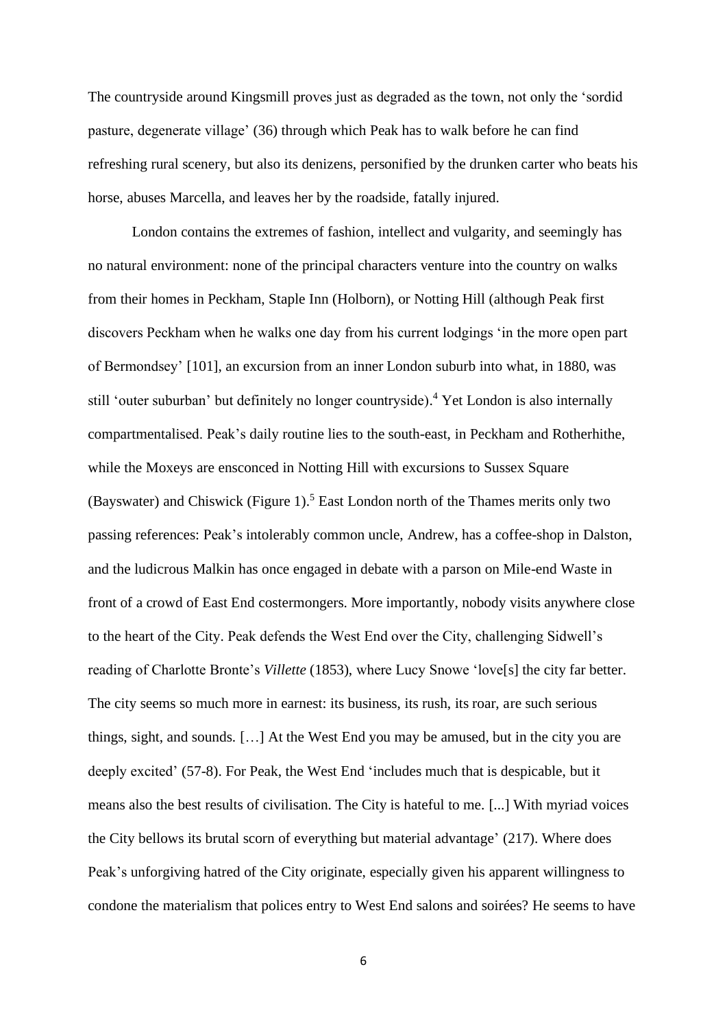The countryside around Kingsmill proves just as degraded as the town, not only the 'sordid pasture, degenerate village' (36) through which Peak has to walk before he can find refreshing rural scenery, but also its denizens, personified by the drunken carter who beats his horse, abuses Marcella, and leaves her by the roadside, fatally injured.

London contains the extremes of fashion, intellect and vulgarity, and seemingly has no natural environment: none of the principal characters venture into the country on walks from their homes in Peckham, Staple Inn (Holborn), or Notting Hill (although Peak first discovers Peckham when he walks one day from his current lodgings 'in the more open part of Bermondsey' [101], an excursion from an inner London suburb into what, in 1880, was still 'outer suburban' but definitely no longer countryside).[4] Yet London is also internally compartmentalised. Peak's daily routine lies to the south-east, in Peckham and Rotherhithe, while the Moxeys are ensconced in Notting Hill with excursions to Sussex Square (Bayswater) and Chiswick (Figure 1).[5] East London north of the Thames merits only two passing references: Peak's intolerably common uncle, Andrew, has a coffee-shop in Dalston, and the ludicrous Malkin has once engaged in debate with a parson on Mile-end Waste in front of a crowd of East End costermongers. More importantly, nobody visits anywhere close to the heart of the City. Peak defends the West End over the City, challenging Sidwell's reading of Charlotte Bronte's *Villette* (1853), where Lucy Snowe 'love[s] the city far better. The city seems so much more in earnest: its business, its rush, its roar, are such serious things, sight, and sounds. […] At the West End you may be amused, but in the city you are deeply excited' (57-8). For Peak, the West End 'includes much that is despicable, but it means also the best results of civilisation. The City is hateful to me. [...] With myriad voices the City bellows its brutal scorn of everything but material advantage' (217). Where does Peak's unforgiving hatred of the City originate, especially given his apparent willingness to condone the materialism that polices entry to West End salons and soirées? He seems to have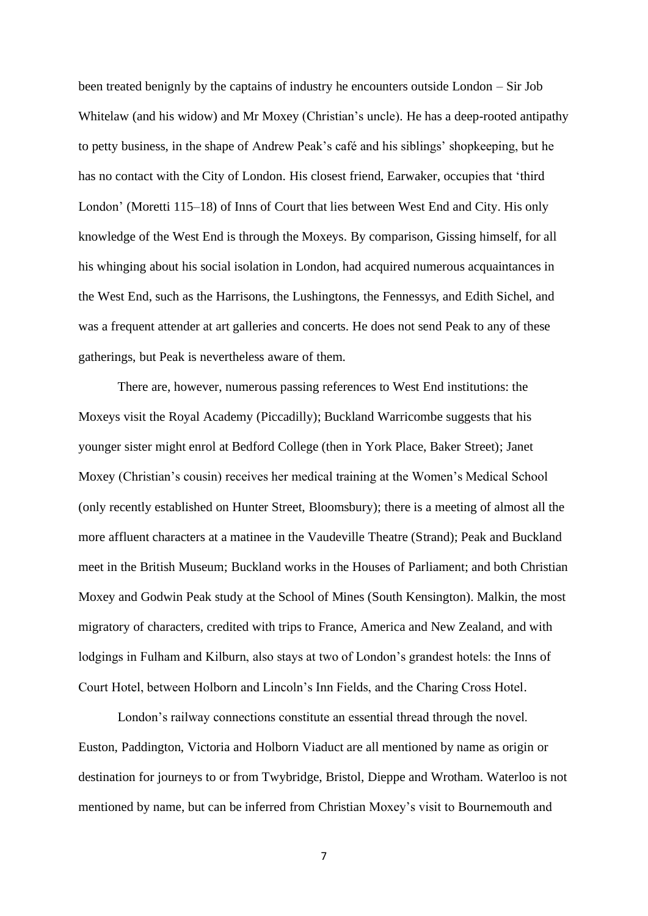been treated benignly by the captains of industry he encounters outside London – Sir Job Whitelaw (and his widow) and Mr Moxey (Christian's uncle). He has a deep-rooted antipathy to petty business, in the shape of Andrew Peak's café and his siblings' shopkeeping, but he has no contact with the City of London. His closest friend, Earwaker, occupies that 'third London' (Moretti 115–18) of Inns of Court that lies between West End and City. His only knowledge of the West End is through the Moxeys. By comparison, Gissing himself, for all his whinging about his social isolation in London, had acquired numerous acquaintances in the West End, such as the Harrisons, the Lushingtons, the Fennessys, and Edith Sichel, and was a frequent attender at art galleries and concerts. He does not send Peak to any of these gatherings, but Peak is nevertheless aware of them.

There are, however, numerous passing references to West End institutions: the Moxeys visit the Royal Academy (Piccadilly); Buckland Warricombe suggests that his younger sister might enrol at Bedford College (then in York Place, Baker Street); Janet Moxey (Christian's cousin) receives her medical training at the Women's Medical School (only recently established on Hunter Street, Bloomsbury); there is a meeting of almost all the more affluent characters at a matinee in the Vaudeville Theatre (Strand); Peak and Buckland meet in the British Museum; Buckland works in the Houses of Parliament; and both Christian Moxey and Godwin Peak study at the School of Mines (South Kensington). Malkin, the most migratory of characters, credited with trips to France, America and New Zealand, and with lodgings in Fulham and Kilburn, also stays at two of London's grandest hotels: the Inns of Court Hotel, between Holborn and Lincoln's Inn Fields, and the Charing Cross Hotel.

London's railway connections constitute an essential thread through the novel. Euston, Paddington, Victoria and Holborn Viaduct are all mentioned by name as origin or destination for journeys to or from Twybridge, Bristol, Dieppe and Wrotham. Waterloo is not mentioned by name, but can be inferred from Christian Moxey's visit to Bournemouth and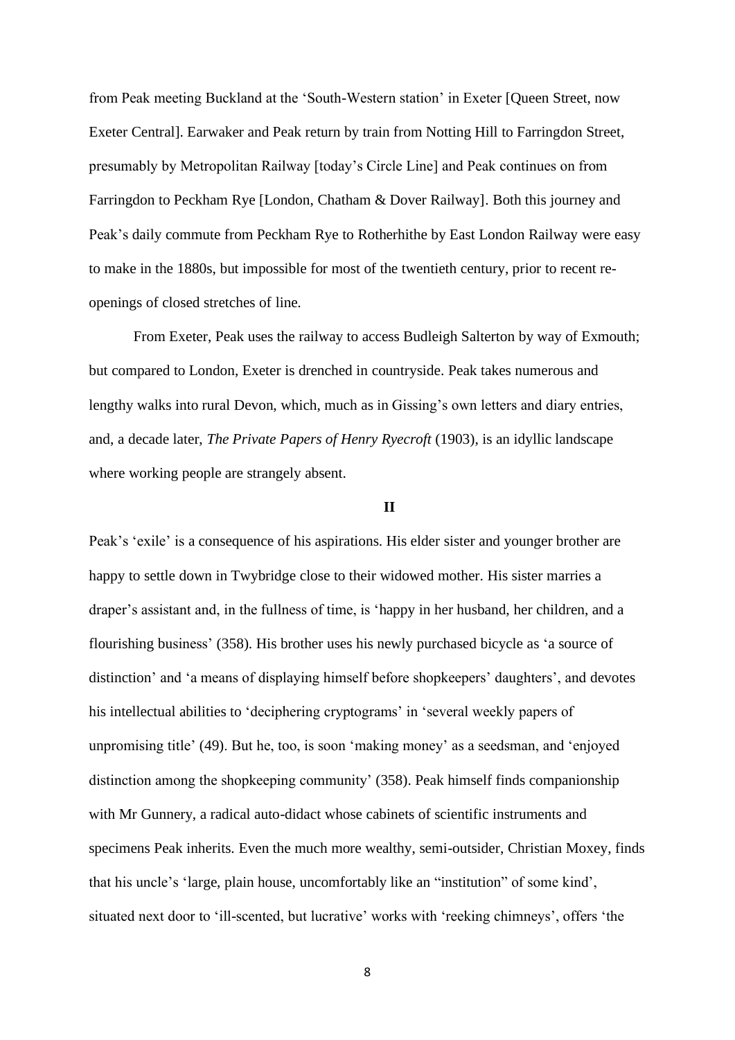from Peak meeting Buckland at the 'South-Western station' in Exeter [Queen Street, now Exeter Central]. Earwaker and Peak return by train from Notting Hill to Farringdon Street, presumably by Metropolitan Railway [today's Circle Line] and Peak continues on from Farringdon to Peckham Rye [London, Chatham & Dover Railway]. Both this journey and Peak's daily commute from Peckham Rye to Rotherhithe by East London Railway were easy to make in the 1880s, but impossible for most of the twentieth century, prior to recent re-openings of closed stretches of line.

From Exeter, Peak uses the railway to access Budleigh Salterton by way of Exmouth; but compared to London, Exeter is drenched in countryside. Peak takes numerous and lengthy walks into rural Devon, which, much as in Gissing's own letters and diary entries, and, a decade later, *The Private Papers of Henry Ryecroft* (1903), is an idyllic landscape where working people are strangely absent.

## II

Peak's 'exile' is a consequence of his aspirations. His elder sister and younger brother are happy to settle down in Twybridge close to their widowed mother. His sister marries a draper's assistant and, in the fullness of time, is 'happy in her husband, her children, and a flourishing business' (358). His brother uses his newly purchased bicycle as 'a source of distinction' and 'a means of displaying himself before shopkeepers' daughters', and devotes his intellectual abilities to 'deciphering cryptograms' in 'several weekly papers of unpromising title' (49). But he, too, is soon 'making money' as a seedsman, and 'enjoyed distinction among the shopkeeping community' (358). Peak himself finds companionship with Mr Gunnery, a radical auto-didact whose cabinets of scientific instruments and specimens Peak inherits. Even the much more wealthy, semi-outsider, Christian Moxey, finds that his uncle's 'large, plain house, uncomfortably like an "institution" of some kind', situated next door to 'ill-scented, but lucrative' works with 'reeking chimneys', offers 'the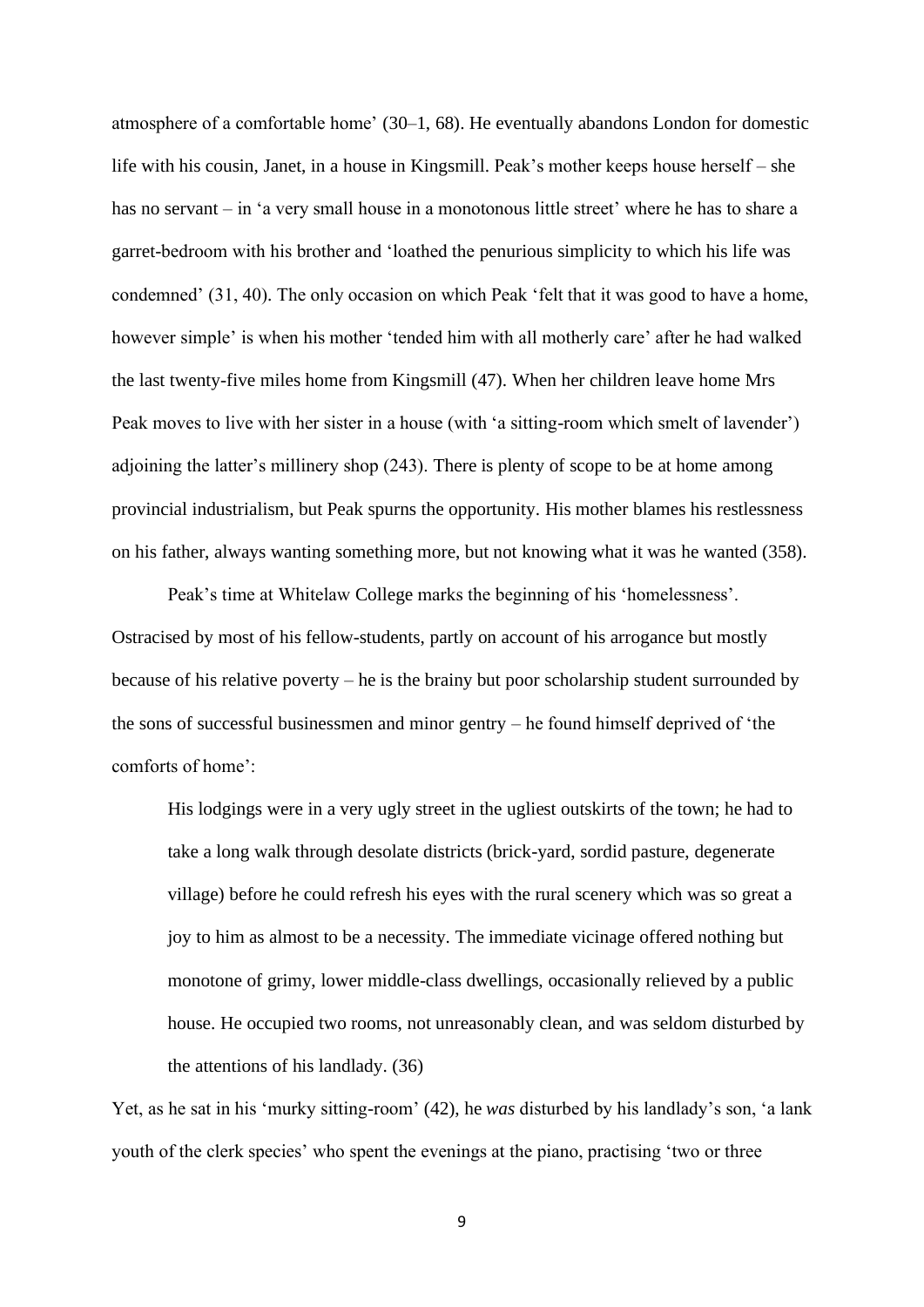atmosphere of a comfortable home' (30–1, 68). He eventually abandons London for domestic life with his cousin, Janet, in a house in Kingsmill. Peak's mother keeps house herself – she has no servant – in 'a very small house in a monotonous little street' where he has to share a garret-bedroom with his brother and 'loathed the penurious simplicity to which his life was condemned' (31, 40). The only occasion on which Peak 'felt that it was good to have a home, however simple' is when his mother 'tended him with all motherly care' after he had walked the last twenty-five miles home from Kingsmill (47). When her children leave home Mrs Peak moves to live with her sister in a house (with 'a sitting-room which smelt of lavender') adjoining the latter's millinery shop (243). There is plenty of scope to be at home among provincial industrialism, but Peak spurns the opportunity. His mother blames his restlessness on his father, always wanting something more, but not knowing what it was he wanted (358).

Peak's time at Whitelaw College marks the beginning of his 'homelessness'. Ostracised by most of his fellow-students, partly on account of his arrogance but mostly because of his relative poverty – he is the brainy but poor scholarship student surrounded by the sons of successful businessmen and minor gentry – he found himself deprived of 'the comforts of home':

> His lodgings were in a very ugly street in the ugliest outskirts of the town; he had to take a long walk through desolate districts (brick-yard, sordid pasture, degenerate village) before he could refresh his eyes with the rural scenery which was so great a joy to him as almost to be a necessity. The immediate vicinage offered nothing but monotone of grimy, lower middle-class dwellings, occasionally relieved by a public house. He occupied two rooms, not unreasonably clean, and was seldom disturbed by the attentions of his landlady. (36)

Yet, as he sat in his 'murky sitting-room' (42), he *was* disturbed by his landlady's son, 'a lank youth of the clerk species' who spent the evenings at the piano, practising 'two or three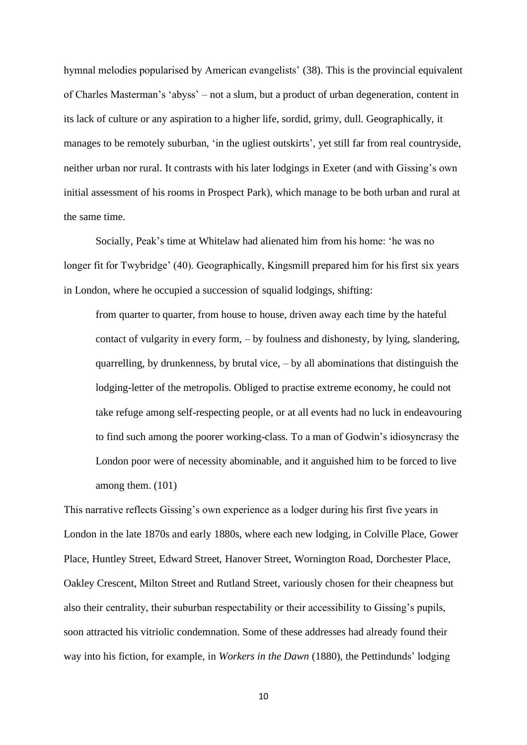hymnal melodies popularised by American evangelists' (38). This is the provincial equivalent of Charles Masterman's 'abyss' – not a slum, but a product of urban degeneration, content in its lack of culture or any aspiration to a higher life, sordid, grimy, dull. Geographically, it manages to be remotely suburban, 'in the ugliest outskirts', yet still far from real countryside, neither urban nor rural. It contrasts with his later lodgings in Exeter (and with Gissing's own initial assessment of his rooms in Prospect Park), which manage to be both urban and rural at the same time.

Socially, Peak's time at Whitelaw had alienated him from his home: 'he was no longer fit for Twybridge' (40). Geographically, Kingsmill prepared him for his first six years in London, where he occupied a succession of squalid lodgings, shifting:

> from quarter to quarter, from house to house, driven away each time by the hateful contact of vulgarity in every form, – by foulness and dishonesty, by lying, slandering, quarrelling, by drunkenness, by brutal vice, – by all abominations that distinguish the lodging-letter of the metropolis. Obliged to practise extreme economy, he could not take refuge among self-respecting people, or at all events had no luck in endeavouring to find such among the poorer working-class. To a man of Godwin's idiosyncrasy the London poor were of necessity abominable, and it anguished him to be forced to live among them. (101)

This narrative reflects Gissing's own experience as a lodger during his first five years in London in the late 1870s and early 1880s, where each new lodging, in Colville Place, Gower Place, Huntley Street, Edward Street, Hanover Street, Wornington Road, Dorchester Place, Oakley Crescent, Milton Street and Rutland Street, variously chosen for their cheapness but also their centrality, their suburban respectability or their accessibility to Gissing's pupils, soon attracted his vitriolic condemnation. Some of these addresses had already found their way into his fiction, for example, in *Workers in the Dawn* (1880), the Pettindunds' lodging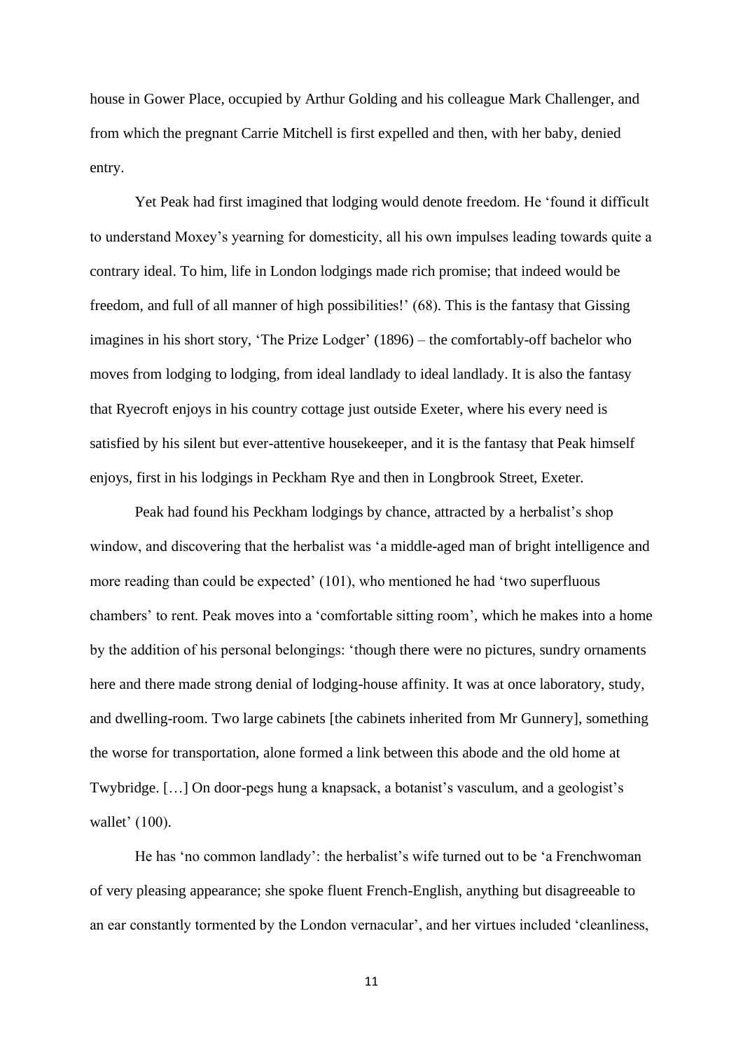house in Gower Place, occupied by Arthur Golding and his colleague Mark Challenger, and from which the pregnant Carrie Mitchell is first expelled and then, with her baby, denied entry.

Yet Peak had first imagined that lodging would denote freedom. He 'found it difficult to understand Moxey's yearning for domesticity, all his own impulses leading towards quite a contrary ideal. To him, life in London lodgings made rich promise; that indeed would be freedom, and full of all manner of high possibilities!' (68). This is the fantasy that Gissing imagines in his short story, 'The Prize Lodger' (1896) – the comfortably-off bachelor who moves from lodging to lodging, from ideal landlady to ideal landlady. It is also the fantasy that Ryecroft enjoys in his country cottage just outside Exeter, where his every need is satisfied by his silent but ever-attentive housekeeper, and it is the fantasy that Peak himself enjoys, first in his lodgings in Peckham Rye and then in Longbrook Street, Exeter.

Peak had found his Peckham lodgings by chance, attracted by a herbalist's shop window, and discovering that the herbalist was 'a middle-aged man of bright intelligence and more reading than could be expected' (101), who mentioned he had 'two superfluous chambers' to rent. Peak moves into a 'comfortable sitting room', which he makes into a home by the addition of his personal belongings: 'though there were no pictures, sundry ornaments here and there made strong denial of lodging-house affinity. It was at once laboratory, study, and dwelling-room. Two large cabinets [the cabinets inherited from Mr Gunnery], something the worse for transportation, alone formed a link between this abode and the old home at Twybridge. […] On door-pegs hung a knapsack, a botanist's vasculum, and a geologist's wallet' (100).

He has 'no common landlady': the herbalist's wife turned out to be 'a Frenchwoman of very pleasing appearance; she spoke fluent French-English, anything but disagreeable to an ear constantly tormented by the London vernacular', and her virtues included 'cleanliness,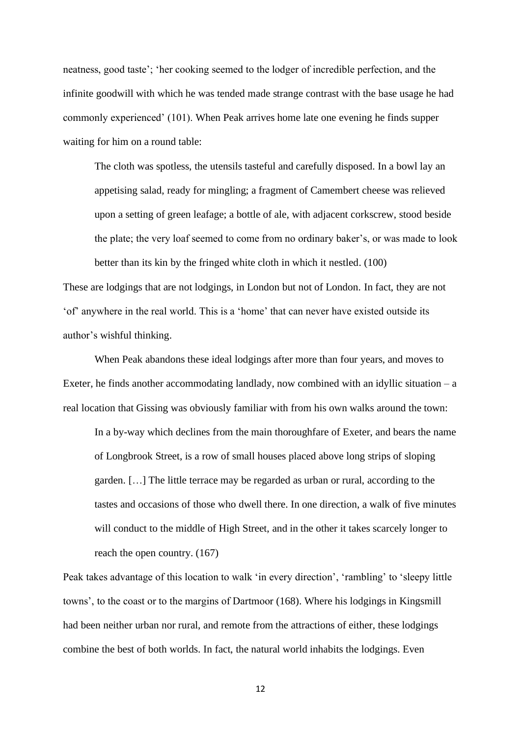neatness, good taste'; 'her cooking seemed to the lodger of incredible perfection, and the infinite goodwill with which he was tended made strange contrast with the base usage he had commonly experienced' (101). When Peak arrives home late one evening he finds supper waiting for him on a round table:

> The cloth was spotless, the utensils tasteful and carefully disposed. In a bowl lay an appetising salad, ready for mingling; a fragment of Camembert cheese was relieved upon a setting of green leafage; a bottle of ale, with adjacent corkscrew, stood beside the plate; the very loaf seemed to come from no ordinary baker's, or was made to look better than its kin by the fringed white cloth in which it nestled. (100)

These are lodgings that are not lodgings, in London but not of London. In fact, they are not 'of' anywhere in the real world. This is a 'home' that can never have existed outside its author's wishful thinking.

When Peak abandons these ideal lodgings after more than four years, and moves to Exeter, he finds another accommodating landlady, now combined with an idyllic situation – a real location that Gissing was obviously familiar with from his own walks around the town:

> In a by-way which declines from the main thoroughfare of Exeter, and bears the name of Longbrook Street, is a row of small houses placed above long strips of sloping garden. […] The little terrace may be regarded as urban or rural, according to the tastes and occasions of those who dwell there. In one direction, a walk of five minutes will conduct to the middle of High Street, and in the other it takes scarcely longer to reach the open country. (167)

Peak takes advantage of this location to walk 'in every direction', 'rambling' to 'sleepy little towns', to the coast or to the margins of Dartmoor (168). Where his lodgings in Kingsmill had been neither urban nor rural, and remote from the attractions of either, these lodgings combine the best of both worlds. In fact, the natural world inhabits the lodgings. Even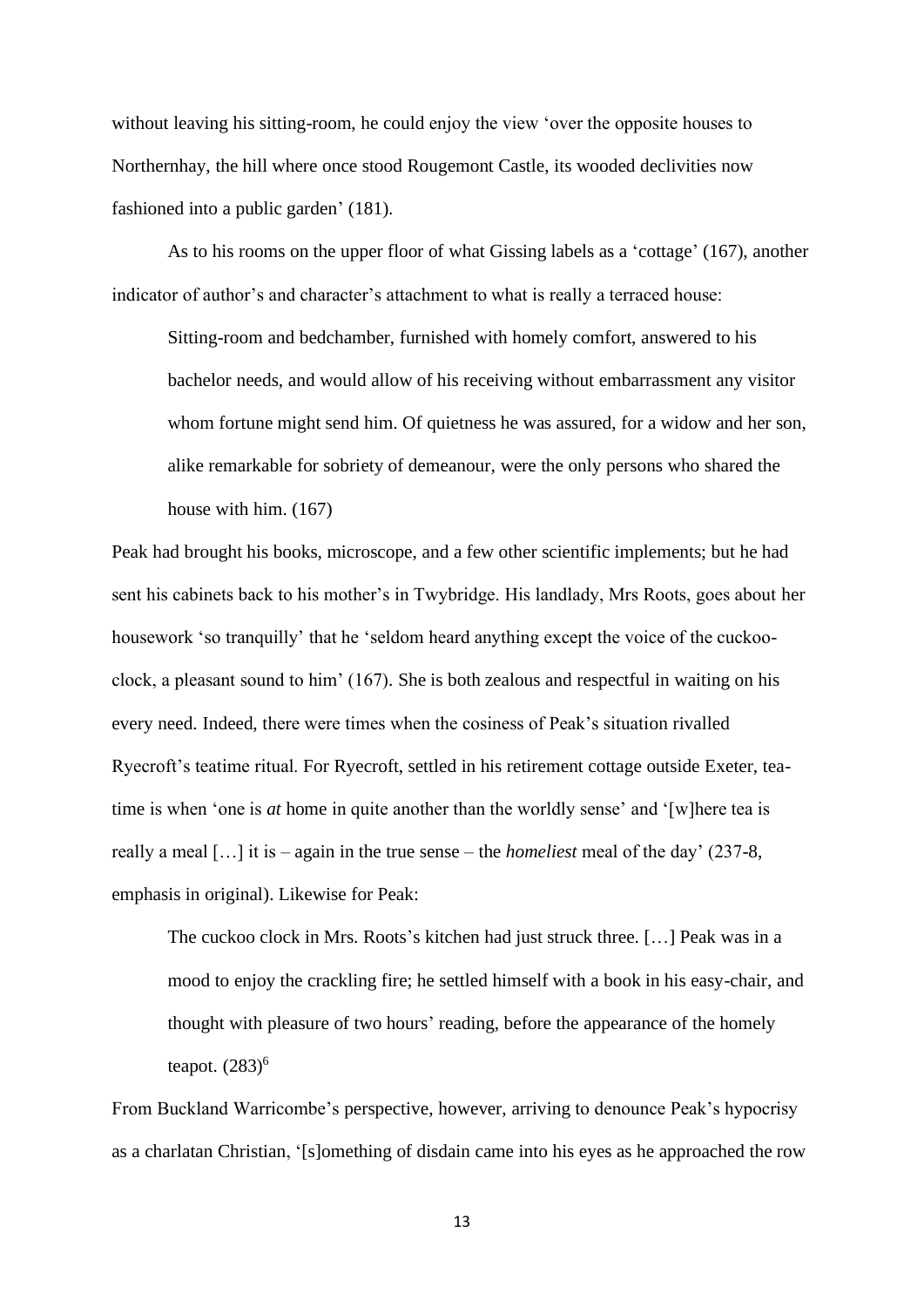without leaving his sitting-room, he could enjoy the view 'over the opposite houses to Northernhay, the hill where once stood Rougemont Castle, its wooded declivities now fashioned into a public garden' (181).

As to his rooms on the upper floor of what Gissing labels as a 'cottage' (167), another indicator of author's and character's attachment to what is really a terraced house:

> Sitting-room and bedchamber, furnished with homely comfort, answered to his bachelor needs, and would allow of his receiving without embarrassment any visitor whom fortune might send him. Of quietness he was assured, for a widow and her son, alike remarkable for sobriety of demeanour, were the only persons who shared the house with him. (167)

Peak had brought his books, microscope, and a few other scientific implements; but he had sent his cabinets back to his mother's in Twybridge. His landlady, Mrs Roots, goes about her housework 'so tranquilly' that he 'seldom heard anything except the voice of the cuckoo-clock, a pleasant sound to him' (167). She is both zealous and respectful in waiting on his every need. Indeed, there were times when the cosiness of Peak's situation rivalled Ryecroft's teatime ritual. For Ryecroft, settled in his retirement cottage outside Exeter, tea-time is when 'one is *at* home in quite another than the worldly sense' and '[w]here tea is really a meal […] it is – again in the true sense – the *homeliest* meal of the day' (237-8, emphasis in original). Likewise for Peak:

> The cuckoo clock in Mrs. Roots's kitchen had just struck three. […] Peak was in a mood to enjoy the crackling fire; he settled himself with a book in his easy-chair, and thought with pleasure of two hours' reading, before the appearance of the homely teapot. (283)[6]

From Buckland Warricombe's perspective, however, arriving to denounce Peak's hypocrisy as a charlatan Christian, '[s]omething of disdain came into his eyes as he approached the row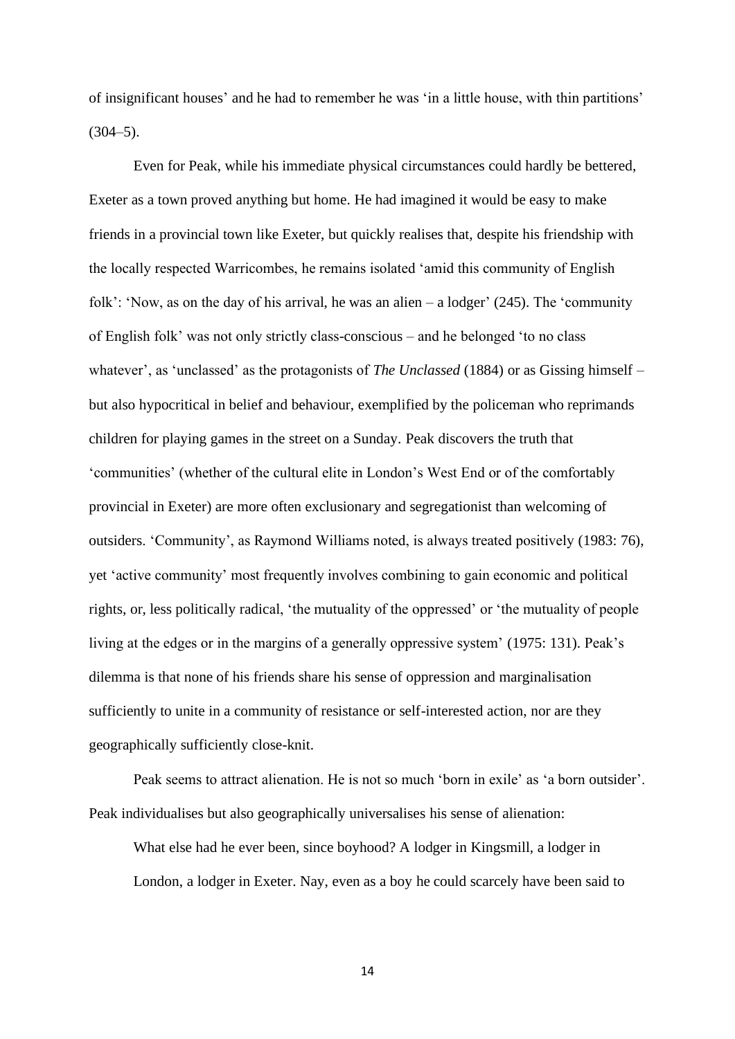of insignificant houses' and he had to remember he was 'in a little house, with thin partitions' (304–5).

Even for Peak, while his immediate physical circumstances could hardly be bettered, Exeter as a town proved anything but home. He had imagined it would be easy to make friends in a provincial town like Exeter, but quickly realises that, despite his friendship with the locally respected Warricombes, he remains isolated 'amid this community of English folk': 'Now, as on the day of his arrival, he was an alien – a lodger' (245). The 'community of English folk' was not only strictly class-conscious – and he belonged 'to no class whatever', as 'unclassed' as the protagonists of *The Unclassed* (1884) or as Gissing himself – but also hypocritical in belief and behaviour, exemplified by the policeman who reprimands children for playing games in the street on a Sunday. Peak discovers the truth that 'communities' (whether of the cultural elite in London's West End or of the comfortably provincial in Exeter) are more often exclusionary and segregationist than welcoming of outsiders. 'Community', as Raymond Williams noted, is always treated positively (1983: 76), yet 'active community' most frequently involves combining to gain economic and political rights, or, less politically radical, 'the mutuality of the oppressed' or 'the mutuality of people living at the edges or in the margins of a generally oppressive system' (1975: 131). Peak's dilemma is that none of his friends share his sense of oppression and marginalisation sufficiently to unite in a community of resistance or self-interested action, nor are they geographically sufficiently close-knit.

Peak seems to attract alienation. He is not so much 'born in exile' as 'a born outsider'. Peak individualises but also geographically universalises his sense of alienation:

> What else had he ever been, since boyhood? A lodger in Kingsmill, a lodger in London, a lodger in Exeter. Nay, even as a boy he could scarcely have been said to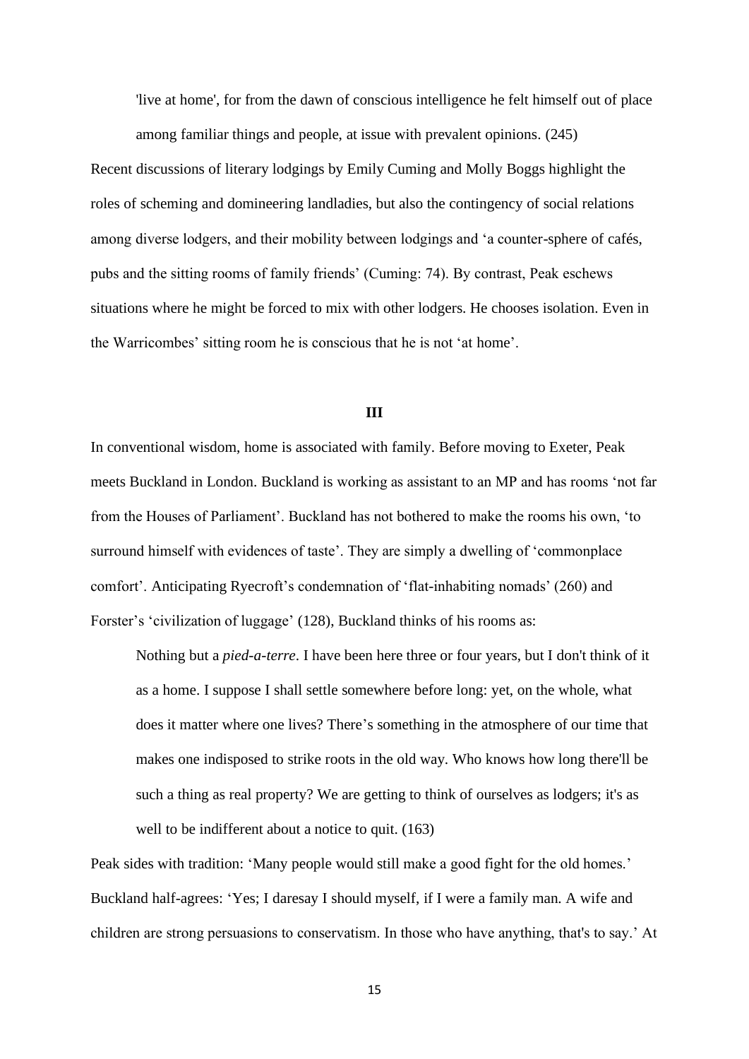> 'live at home', for from the dawn of conscious intelligence he felt himself out of place among familiar things and people, at issue with prevalent opinions. (245)

Recent discussions of literary lodgings by Emily Cuming and Molly Boggs highlight the roles of scheming and domineering landladies, but also the contingency of social relations among diverse lodgers, and their mobility between lodgings and 'a counter-sphere of cafés, pubs and the sitting rooms of family friends' (Cuming: 74). By contrast, Peak eschews situations where he might be forced to mix with other lodgers. He chooses isolation. Even in the Warricombes' sitting room he is conscious that he is not 'at home'.

## III

In conventional wisdom, home is associated with family. Before moving to Exeter, Peak meets Buckland in London. Buckland is working as assistant to an MP and has rooms 'not far from the Houses of Parliament'. Buckland has not bothered to make the rooms his own, 'to surround himself with evidences of taste'. They are simply a dwelling of 'commonplace comfort'. Anticipating Ryecroft's condemnation of 'flat-inhabiting nomads' (260) and Forster's 'civilization of luggage' (128), Buckland thinks of his rooms as:

> Nothing but a *pied-a-terre*. I have been here three or four years, but I don't think of it as a home. I suppose I shall settle somewhere before long: yet, on the whole, what does it matter where one lives? There's something in the atmosphere of our time that makes one indisposed to strike roots in the old way. Who knows how long there'll be such a thing as real property? We are getting to think of ourselves as lodgers; it's as well to be indifferent about a notice to quit. (163)

Peak sides with tradition: 'Many people would still make a good fight for the old homes.' Buckland half-agrees: 'Yes; I daresay I should myself, if I were a family man. A wife and children are strong persuasions to conservatism. In those who have anything, that's to say.' At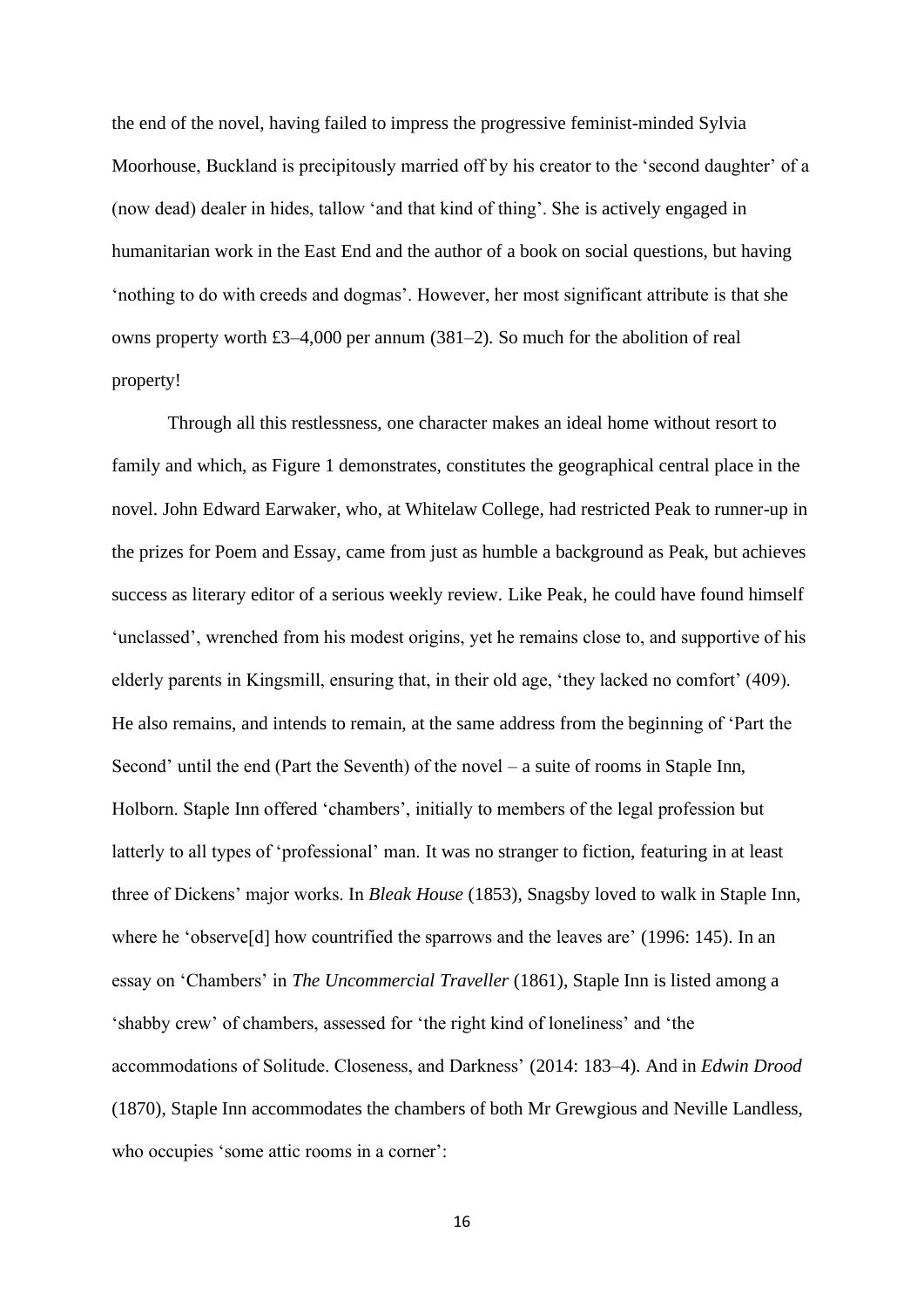the end of the novel, having failed to impress the progressive feminist-minded Sylvia Moorhouse, Buckland is precipitously married off by his creator to the 'second daughter' of a (now dead) dealer in hides, tallow 'and that kind of thing'. She is actively engaged in humanitarian work in the East End and the author of a book on social questions, but having 'nothing to do with creeds and dogmas'. However, her most significant attribute is that she owns property worth £3–4,000 per annum (381–2). So much for the abolition of real property!

Through all this restlessness, one character makes an ideal home without resort to family and which, as Figure 1 demonstrates, constitutes the geographical central place in the novel. John Edward Earwaker, who, at Whitelaw College, had restricted Peak to runner-up in the prizes for Poem and Essay, came from just as humble a background as Peak, but achieves success as literary editor of a serious weekly review. Like Peak, he could have found himself 'unclassed', wrenched from his modest origins, yet he remains close to, and supportive of his elderly parents in Kingsmill, ensuring that, in their old age, 'they lacked no comfort' (409). He also remains, and intends to remain, at the same address from the beginning of 'Part the Second' until the end (Part the Seventh) of the novel – a suite of rooms in Staple Inn, Holborn. Staple Inn offered 'chambers', initially to members of the legal profession but latterly to all types of 'professional' man. It was no stranger to fiction, featuring in at least three of Dickens' major works. In *Bleak House* (1853), Snagsby loved to walk in Staple Inn, where he 'observe[d] how countrified the sparrows and the leaves are' (1996: 145). In an essay on 'Chambers' in *The Uncommercial Traveller* (1861), Staple Inn is listed among a 'shabby crew' of chambers, assessed for 'the right kind of loneliness' and 'the accommodations of Solitude. Closeness, and Darkness' (2014: 183–4). And in *Edwin Drood* (1870), Staple Inn accommodates the chambers of both Mr Grewgious and Neville Landless, who occupies 'some attic rooms in a corner':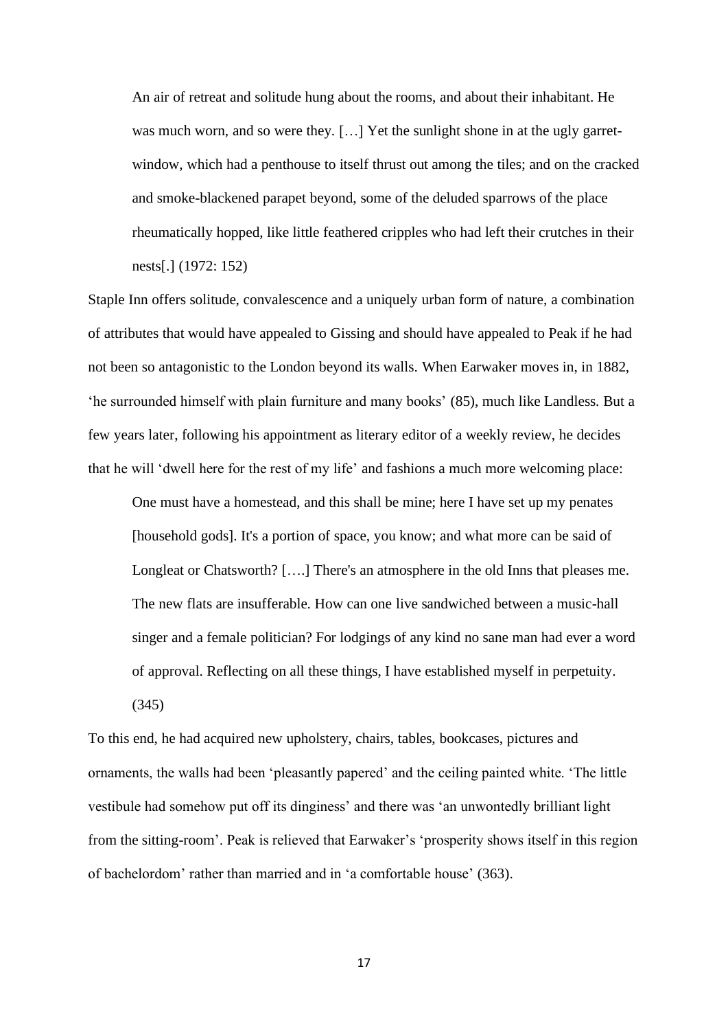> An air of retreat and solitude hung about the rooms, and about their inhabitant. He was much worn, and so were they. […] Yet the sunlight shone in at the ugly garret-window, which had a penthouse to itself thrust out among the tiles; and on the cracked and smoke-blackened parapet beyond, some of the deluded sparrows of the place rheumatically hopped, like little feathered cripples who had left their crutches in their nests[.] (1972: 152)

Staple Inn offers solitude, convalescence and a uniquely urban form of nature, a combination of attributes that would have appealed to Gissing and should have appealed to Peak if he had not been so antagonistic to the London beyond its walls. When Earwaker moves in, in 1882, 'he surrounded himself with plain furniture and many books' (85), much like Landless. But a few years later, following his appointment as literary editor of a weekly review, he decides that he will 'dwell here for the rest of my life' and fashions a much more welcoming place:

> One must have a homestead, and this shall be mine; here I have set up my penates [household gods]. It's a portion of space, you know; and what more can be said of Longleat or Chatsworth? [….] There's an atmosphere in the old Inns that pleases me. The new flats are insufferable. How can one live sandwiched between a music-hall singer and a female politician? For lodgings of any kind no sane man had ever a word of approval. Reflecting on all these things, I have established myself in perpetuity. (345)

To this end, he had acquired new upholstery, chairs, tables, bookcases, pictures and ornaments, the walls had been 'pleasantly papered' and the ceiling painted white. 'The little vestibule had somehow put off its dinginess' and there was 'an unwontedly brilliant light from the sitting-room'. Peak is relieved that Earwaker's 'prosperity shows itself in this region of bachelordom' rather than married and in 'a comfortable house' (363).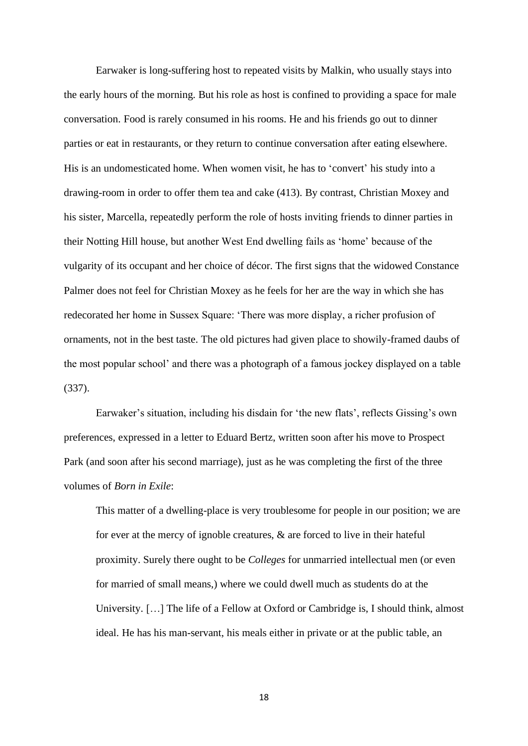Earwaker is long-suffering host to repeated visits by Malkin, who usually stays into the early hours of the morning. But his role as host is confined to providing a space for male conversation. Food is rarely consumed in his rooms. He and his friends go out to dinner parties or eat in restaurants, or they return to continue conversation after eating elsewhere. His is an undomesticated home. When women visit, he has to 'convert' his study into a drawing-room in order to offer them tea and cake (413). By contrast, Christian Moxey and his sister, Marcella, repeatedly perform the role of hosts inviting friends to dinner parties in their Notting Hill house, but another West End dwelling fails as 'home' because of the vulgarity of its occupant and her choice of décor. The first signs that the widowed Constance Palmer does not feel for Christian Moxey as he feels for her are the way in which she has redecorated her home in Sussex Square: 'There was more display, a richer profusion of ornaments, not in the best taste. The old pictures had given place to showily-framed daubs of the most popular school' and there was a photograph of a famous jockey displayed on a table (337).

Earwaker's situation, including his disdain for 'the new flats', reflects Gissing's own preferences, expressed in a letter to Eduard Bertz, written soon after his move to Prospect Park (and soon after his second marriage), just as he was completing the first of the three volumes of *Born in Exile*:

> This matter of a dwelling-place is very troublesome for people in our position; we are for ever at the mercy of ignoble creatures, & are forced to live in their hateful proximity. Surely there ought to be *Colleges* for unmarried intellectual men (or even for married of small means,) where we could dwell much as students do at the University. […] The life of a Fellow at Oxford or Cambridge is, I should think, almost ideal. He has his man-servant, his meals either in private or at the public table, an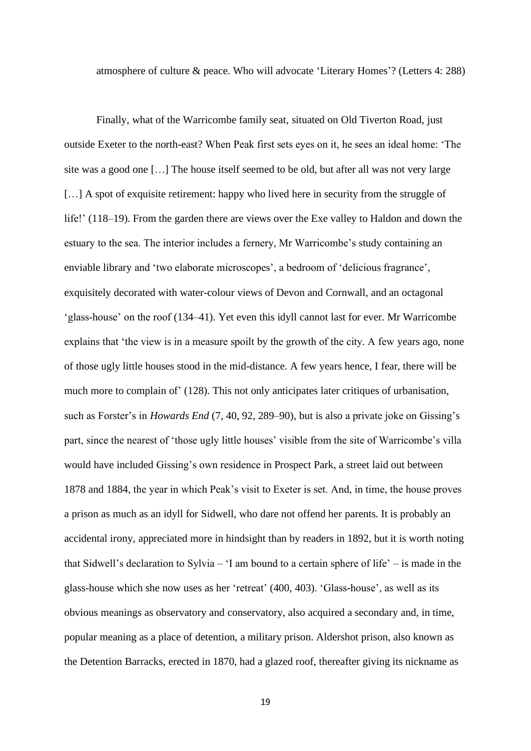atmosphere of culture & peace. Who will advocate 'Literary Homes'? (Letters 4: 288)

Finally, what of the Warricombe family seat, situated on Old Tiverton Road, just outside Exeter to the north-east? When Peak first sets eyes on it, he sees an ideal home: 'The site was a good one […] The house itself seemed to be old, but after all was not very large […] A spot of exquisite retirement: happy who lived here in security from the struggle of life!' (118–19). From the garden there are views over the Exe valley to Haldon and down the estuary to the sea. The interior includes a fernery, Mr Warricombe's study containing an enviable library and 'two elaborate microscopes', a bedroom of 'delicious fragrance', exquisitely decorated with water-colour views of Devon and Cornwall, and an octagonal 'glass-house' on the roof (134–41). Yet even this idyll cannot last for ever. Mr Warricombe explains that 'the view is in a measure spoilt by the growth of the city. A few years ago, none of those ugly little houses stood in the mid-distance. A few years hence, I fear, there will be much more to complain of' (128). This not only anticipates later critiques of urbanisation, such as Forster's in *Howards End* (7, 40, 92, 289–90), but is also a private joke on Gissing's part, since the nearest of 'those ugly little houses' visible from the site of Warricombe's villa would have included Gissing's own residence in Prospect Park, a street laid out between 1878 and 1884, the year in which Peak's visit to Exeter is set. And, in time, the house proves a prison as much as an idyll for Sidwell, who dare not offend her parents. It is probably an accidental irony, appreciated more in hindsight than by readers in 1892, but it is worth noting that Sidwell's declaration to Sylvia – 'I am bound to a certain sphere of life' – is made in the glass-house which she now uses as her 'retreat' (400, 403). 'Glass-house', as well as its obvious meanings as observatory and conservatory, also acquired a secondary and, in time, popular meaning as a place of detention, a military prison. Aldershot prison, also known as the Detention Barracks, erected in 1870, had a glazed roof, thereafter giving its nickname as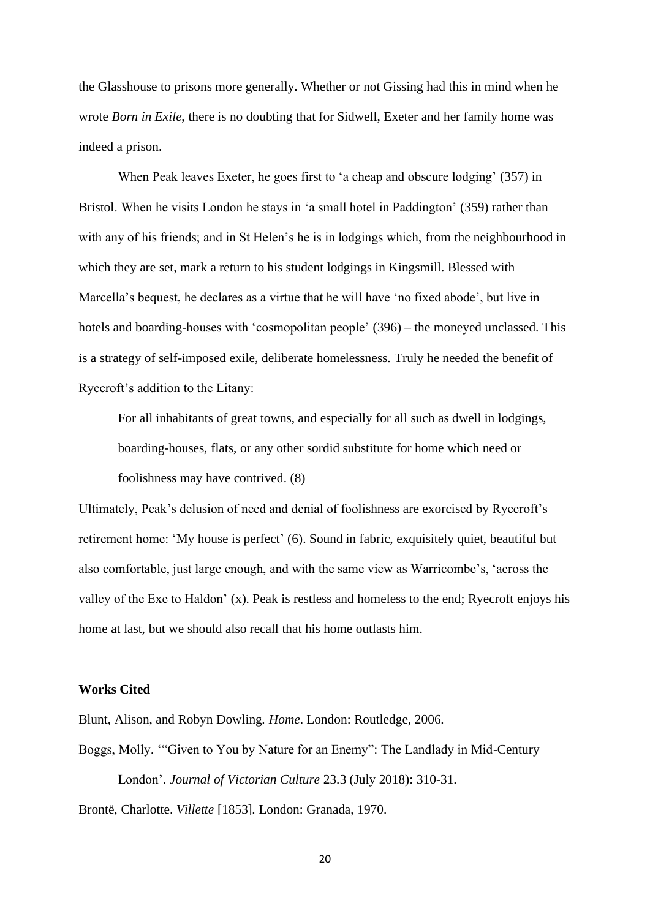the Glasshouse to prisons more generally. Whether or not Gissing had this in mind when he wrote *Born in Exile*, there is no doubting that for Sidwell, Exeter and her family home was indeed a prison.

When Peak leaves Exeter, he goes first to 'a cheap and obscure lodging' (357) in Bristol. When he visits London he stays in 'a small hotel in Paddington' (359) rather than with any of his friends; and in St Helen's he is in lodgings which, from the neighbourhood in which they are set, mark a return to his student lodgings in Kingsmill. Blessed with Marcella's bequest, he declares as a virtue that he will have 'no fixed abode', but live in hotels and boarding-houses with 'cosmopolitan people' (396) – the moneyed unclassed. This is a strategy of self-imposed exile, deliberate homelessness. Truly he needed the benefit of Ryecroft's addition to the Litany:

> For all inhabitants of great towns, and especially for all such as dwell in lodgings, boarding-houses, flats, or any other sordid substitute for home which need or foolishness may have contrived. (8)

Ultimately, Peak's delusion of need and denial of foolishness are exorcised by Ryecroft's retirement home: 'My house is perfect' (6). Sound in fabric, exquisitely quiet, beautiful but also comfortable, just large enough, and with the same view as Warricombe's, 'across the valley of the Exe to Haldon' (x). Peak is restless and homeless to the end; Ryecroft enjoys his home at last, but we should also recall that his home outlasts him.

**Works Cited**

Blunt, Alison, and Robyn Dowling. *Home*. London: Routledge, 2006.

Boggs, Molly. '"Given to You by Nature for an Enemy": The Landlady in Mid-Century London'. *Journal of Victorian Culture* 23.3 (July 2018): 310-31.

Brontë, Charlotte. *Villette* [1853]. London: Granada, 1970.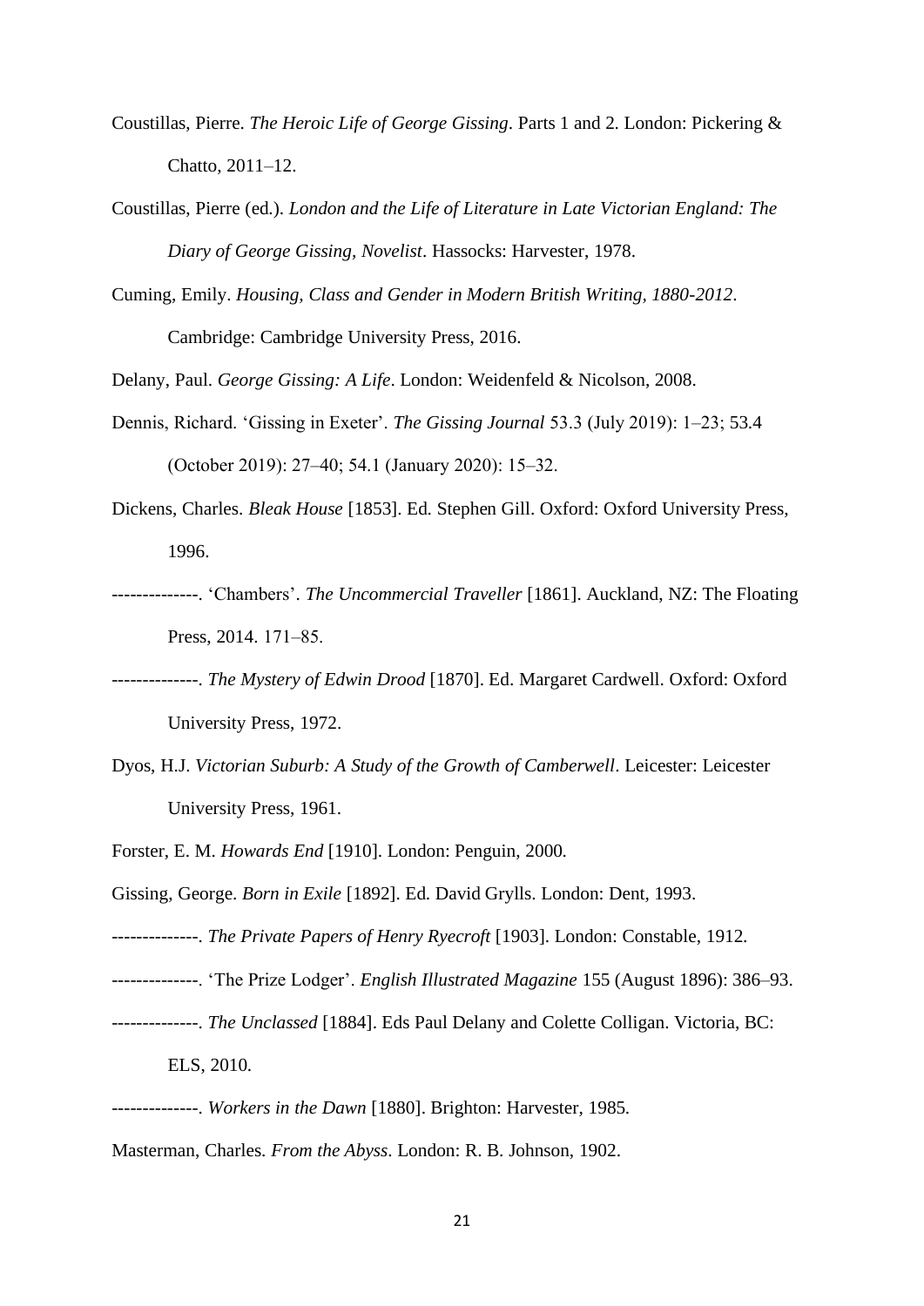Coustillas, Pierre. *The Heroic Life of George Gissing*. Parts 1 and 2. London: Pickering & Chatto, 2011–12.

Coustillas, Pierre (ed.). *London and the Life of Literature in Late Victorian England: The Diary of George Gissing, Novelist*. Hassocks: Harvester, 1978.

Cuming, Emily. *Housing, Class and Gender in Modern British Writing, 1880-2012*. Cambridge: Cambridge University Press, 2016.

Delany, Paul. *George Gissing: A Life*. London: Weidenfeld & Nicolson, 2008.

Dennis, Richard. 'Gissing in Exeter'. *The Gissing Journal* 53.3 (July 2019): 1–23; 53.4 (October 2019): 27–40; 54.1 (January 2020): 15–32.

Dickens, Charles. *Bleak House* [1853]. Ed. Stephen Gill. Oxford: Oxford University Press, 1996.

--------------. 'Chambers'. *The Uncommercial Traveller* [1861]. Auckland, NZ: The Floating Press, 2014. 171–85.

--------------. *The Mystery of Edwin Drood* [1870]. Ed. Margaret Cardwell. Oxford: Oxford University Press, 1972.

Dyos, H.J. *Victorian Suburb: A Study of the Growth of Camberwell*. Leicester: Leicester University Press, 1961.

Forster, E. M. *Howards End* [1910]. London: Penguin, 2000.

Gissing, George. *Born in Exile* [1892]. Ed. David Grylls. London: Dent, 1993.

--------------. *The Private Papers of Henry Ryecroft* [1903]. London: Constable, 1912.

--------------. 'The Prize Lodger'. *English Illustrated Magazine* 155 (August 1896): 386–93.

--------------. *The Unclassed* [1884]. Eds Paul Delany and Colette Colligan. Victoria, BC: ELS, 2010.

--------------. *Workers in the Dawn* [1880]. Brighton: Harvester, 1985.

Masterman, Charles. *From the Abyss*. London: R. B. Johnson, 1902.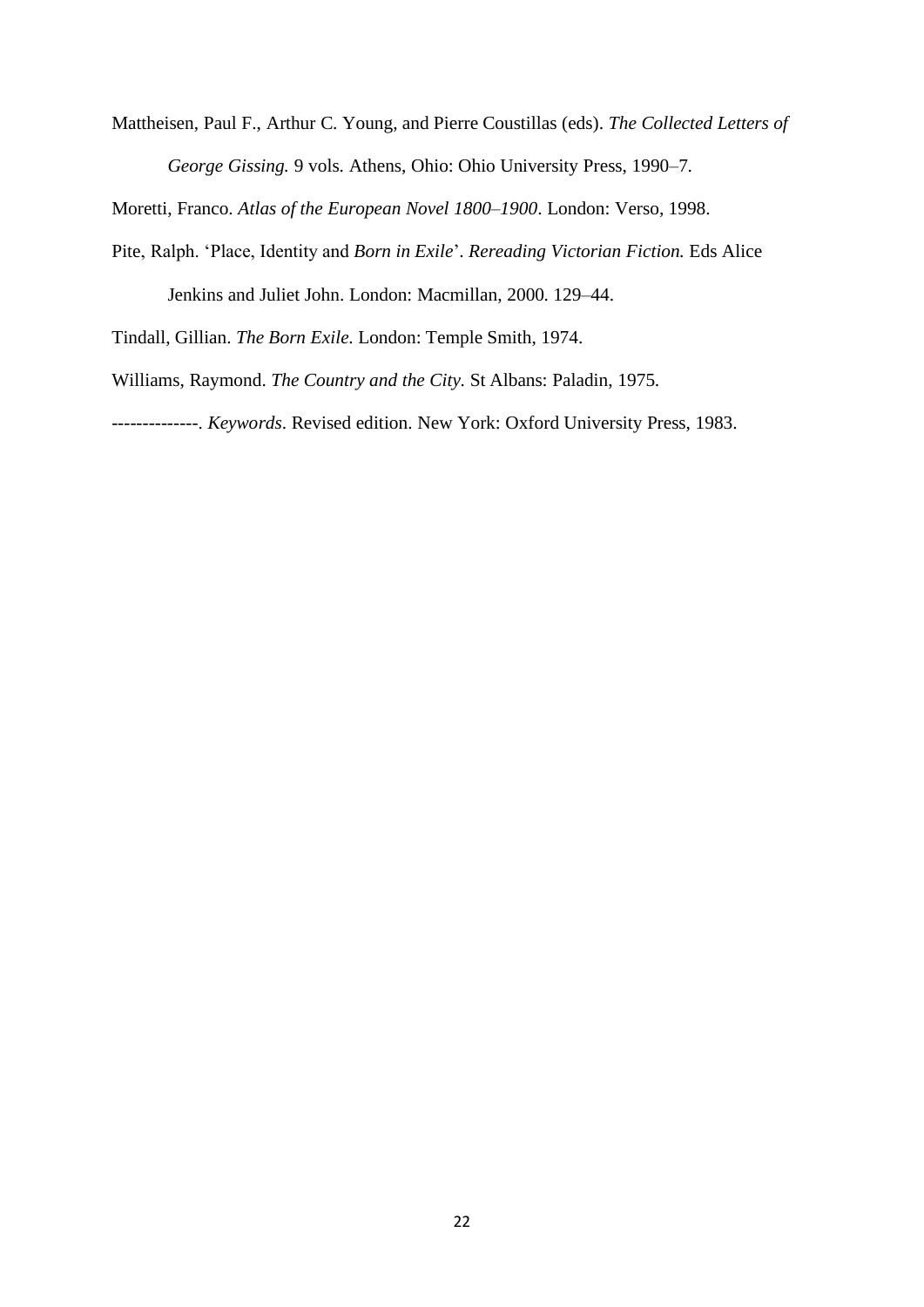Mattheisen, Paul F., Arthur C. Young, and Pierre Coustillas (eds). *The Collected Letters of George Gissing.* 9 vols. Athens, Ohio: Ohio University Press, 1990–7.

Moretti, Franco. *Atlas of the European Novel 1800–1900*. London: Verso, 1998.

Pite, Ralph. 'Place, Identity and *Born in Exile*'. *Rereading Victorian Fiction.* Eds Alice Jenkins and Juliet John. London: Macmillan, 2000. 129–44.

Tindall, Gillian. *The Born Exile.* London: Temple Smith, 1974.

Williams, Raymond. *The Country and the City.* St Albans: Paladin, 1975.

--------------. *Keywords*. Revised edition. New York: Oxford University Press, 1983.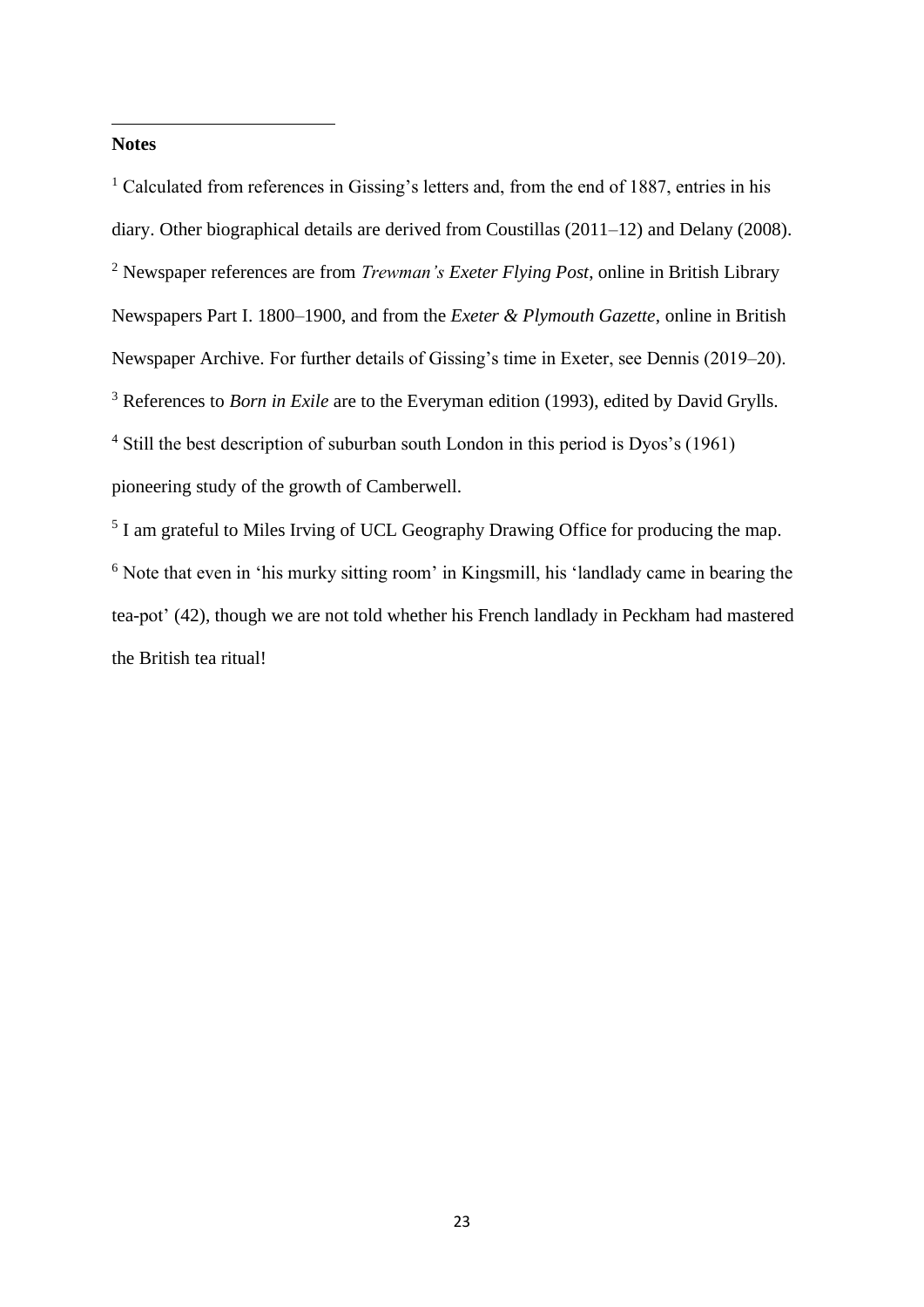**Notes**

[1] Calculated from references in Gissing's letters and, from the end of 1887, entries in his diary. Other biographical details are derived from Coustillas (2011–12) and Delany (2008).

[2] Newspaper references are from *Trewman's Exeter Flying Post*, online in British Library Newspapers Part I. 1800–1900, and from the *Exeter & Plymouth Gazette*, online in British Newspaper Archive. For further details of Gissing's time in Exeter, see Dennis (2019–20).

[3] References to *Born in Exile* are to the Everyman edition (1993), edited by David Grylls.

[4] Still the best description of suburban south London in this period is Dyos's (1961) pioneering study of the growth of Camberwell.

[5] I am grateful to Miles Irving of UCL Geography Drawing Office for producing the map.

[6] Note that even in 'his murky sitting room' in Kingsmill, his 'landlady came in bearing the tea-pot' (42), though we are not told whether his French landlady in Peckham had mastered the British tea ritual!